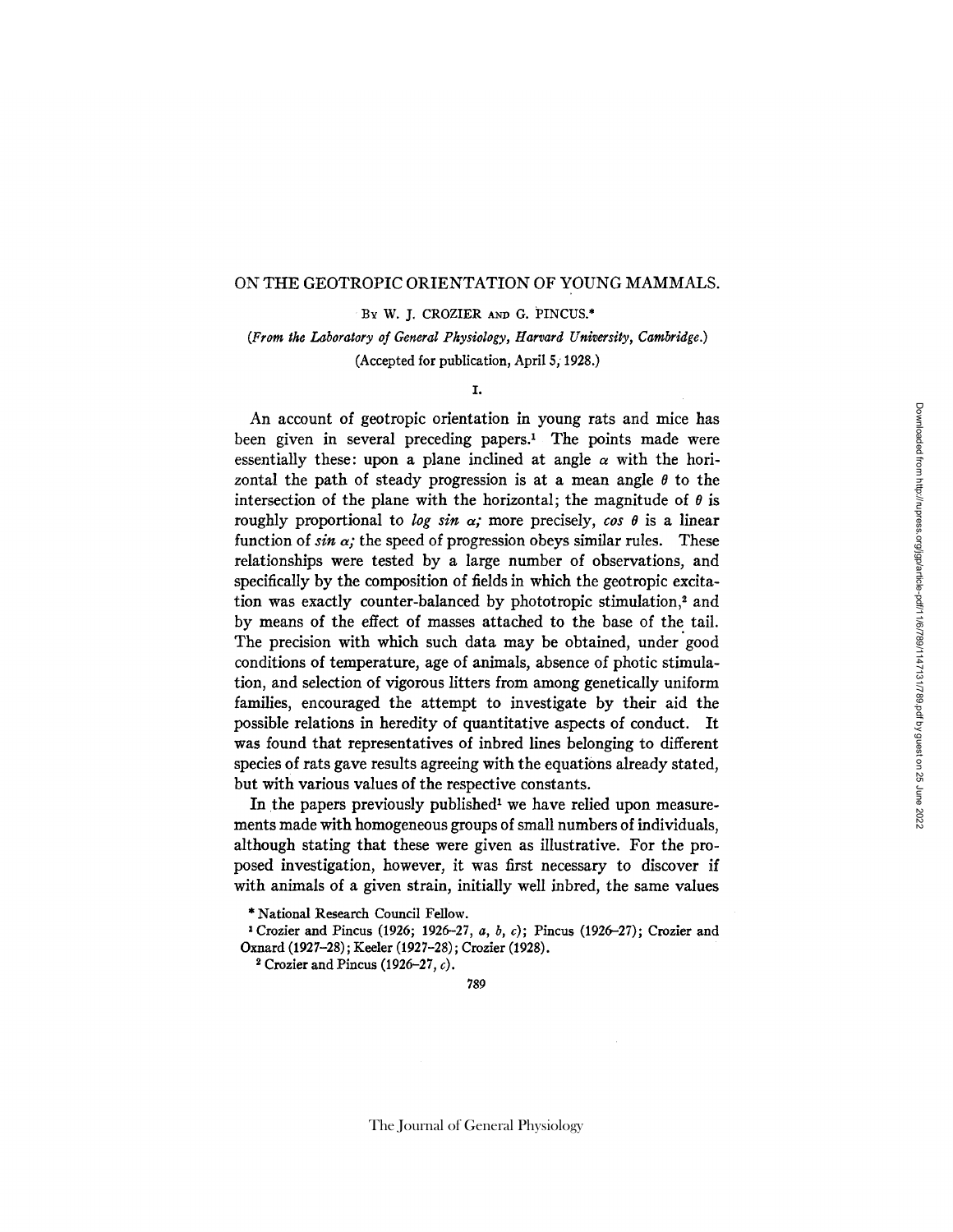# ON THE GEOTROPIC ORIENTATION OF YOUNG MAMMALS.

By W. J. CROZIER and G. PINCUS.*

*(From the Laboratory of General Physiology, Harvard University, Cambridge.)*

(Accepted for publication, April 5, 1928.)

## I.

An account of geotropic orientation in young rats and mice has been given in several preceding papers.[1] The points made were essentially these: upon a plane inclined at angle $\alpha$ with the horizontal the path of steady progression is at a mean angle $\theta$ to the intersection of the plane with the horizontal; the magnitude of $\theta$ is roughly proportional to $\log \sin \alpha$; more precisely, $\cos \theta$ is a linear function of $\sin \alpha$; the speed of progression obeys similar rules. These relationships were tested by a large number of observations, and specifically by the composition of fields in which the geotropic excitation was exactly counter-balanced by phototropic stimulation,[2] and by means of the effect of masses attached to the base of the tail. The precision with which such data may be obtained, under good conditions of temperature, age of animals, absence of photic stimulation, and selection of vigorous litters from among genetically uniform families, encouraged the attempt to investigate by their aid the possible relations in heredity of quantitative aspects of conduct. It was found that representatives of inbred lines belonging to different species of rats gave results agreeing with the equations already stated, but with various values of the respective constants.

In the papers previously published[1] we have relied upon measurements made with homogeneous groups of small numbers of individuals, although stating that these were given as illustrative. For the proposed investigation, however, it was first necessary to discover if with animals of a given strain, initially well inbred, the same values

\* National Research Council Fellow.

[1] Crozier and Pincus (1926; 1926–27, *a*, *b*, *c*); Pincus (1926–27); Crozier and Oxnard (1927–28); Keeler (1927–28); Crozier (1928).

[2] Crozier and Pincus (1926–27, *c*).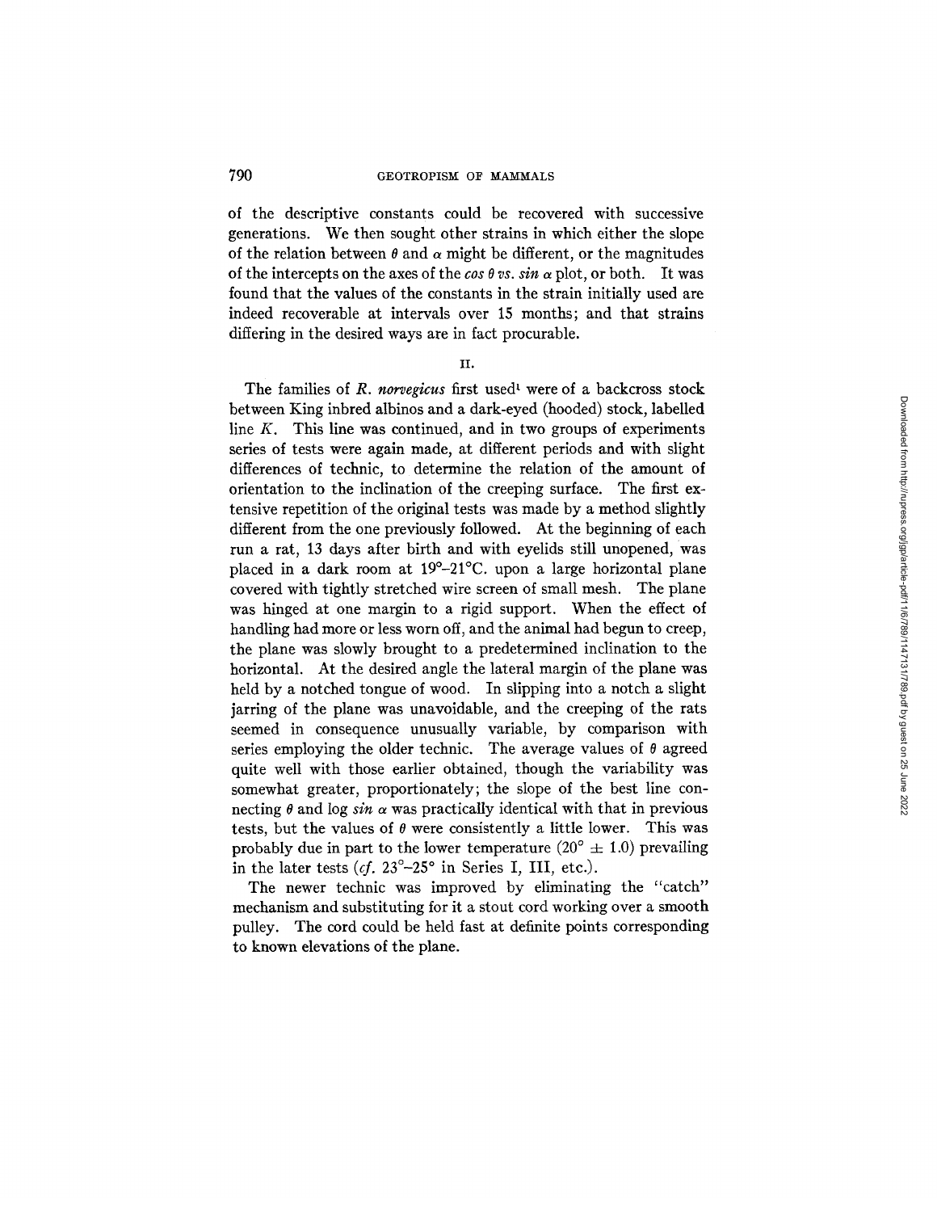of the descriptive constants could be recovered with successive generations. We then sought other strains in which either the slope of the relation between $\theta$ and $\alpha$ might be different, or the magnitudes of the intercepts on the axes of the *cos* $\theta$ *vs. sin* $\alpha$ plot, or both. It was found that the values of the constants in the strain initially used are indeed recoverable at intervals over 15 months; and that strains differing in the desired ways are in fact procurable.

## II.

The families of *R. norvegicus* first used[1] were of a backcross stock between King inbred albinos and a dark-eyed (hooded) stock, labelled line *K*. This line was continued, and in two groups of experiments series of tests were again made, at different periods and with slight differences of technic, to determine the relation of the amount of orientation to the inclination of the creeping surface. The first extensive repetition of the original tests was made by a method slightly different from the one previously followed. At the beginning of each run a rat, 13 days after birth and with eyelids still unopened, was placed in a dark room at 19°–21°C. upon a large horizontal plane covered with tightly stretched wire screen of small mesh. The plane was hinged at one margin to a rigid support. When the effect of handling had more or less worn off, and the animal had begun to creep, the plane was slowly brought to a predetermined inclination to the horizontal. At the desired angle the lateral margin of the plane was held by a notched tongue of wood. In slipping into a notch a slight jarring of the plane was unavoidable, and the creeping of the rats seemed in consequence unusually variable, by comparison with series employing the older technic. The average values of $\theta$ agreed quite well with those earlier obtained, though the variability was somewhat greater, proportionately; the slope of the best line connecting $\theta$ and log *sin* $\alpha$ was practically identical with that in previous tests, but the values of $\theta$ were consistently a little lower. This was probably due in part to the lower temperature (20° ± 1.0) prevailing in the later tests (*cf.* 23°–25° in Series I, III, etc.).

The newer technic was improved by eliminating the "catch" mechanism and substituting for it a stout cord working over a smooth pulley. The cord could be held fast at definite points corresponding to known elevations of the plane.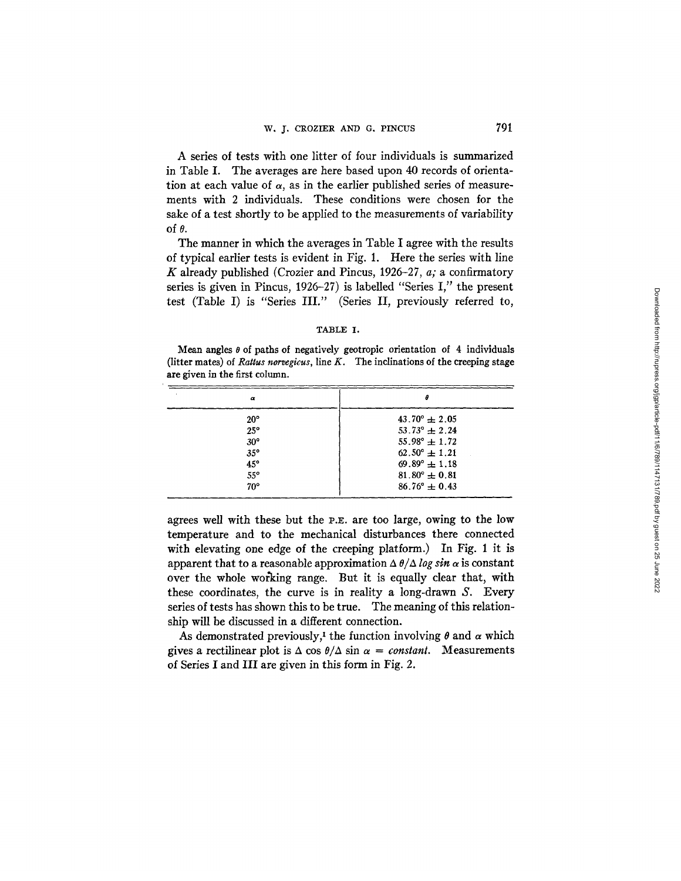A series of tests with one litter of four individuals is summarized in Table I. The averages are here based upon 40 records of orientation at each value of $\alpha$, as in the earlier published series of measurements with 2 individuals. These conditions were chosen for the sake of a test shortly to be applied to the measurements of variability of $\theta$.

The manner in which the averages in Table I agree with the results of typical earlier tests is evident in Fig. 1. Here the series with line $K$ already published (Crozier and Pincus, 1926–27, *a;* a confirmatory series is given in Pincus, 1926–27) is labelled "Series I," the present test (Table I) is "Series III." (Series II, previously referred to, agrees well with these but the P.E. are too large, owing to the low temperature and to the mechanical disturbances there connected with elevating one edge of the creeping platform.) In Fig. 1 it is apparent that to a reasonable approximation $\Delta\,\theta/\Delta\,\log \sin \alpha$ is constant over the whole working range. But it is equally clear that, with these coordinates, the curve is in reality a long-drawn $S$. Every series of tests has shown this to be true. The meaning of this relationship will be discussed in a different connection.

TABLE I.

Mean angles $\theta$ of paths of negatively geotropic orientation of 4 individuals (litter mates) of *Rattus norvegicus*, line $K$. The inclinations of the creeping stage are given in the first column.

| $\alpha$ | $\theta$ |
|---|---|
| 20° | 43.70° ± 2.05 |
| 25° | 53.73° ± 2.24 |
| 30° | 55.98° ± 1.72 |
| 35° | 62.50° ± 1.21 |
| 45° | 69.89° ± 1.18 |
| 55° | 81.80° ± 0.81 |
| 70° | 86.76° ± 0.43 |

As demonstrated previously,[1] the function involving $\theta$ and $\alpha$ which gives a rectilinear plot is $\Delta \cos \theta/\Delta \sin \alpha = constant$. Measurements of Series I and III are given in this form in Fig. 2.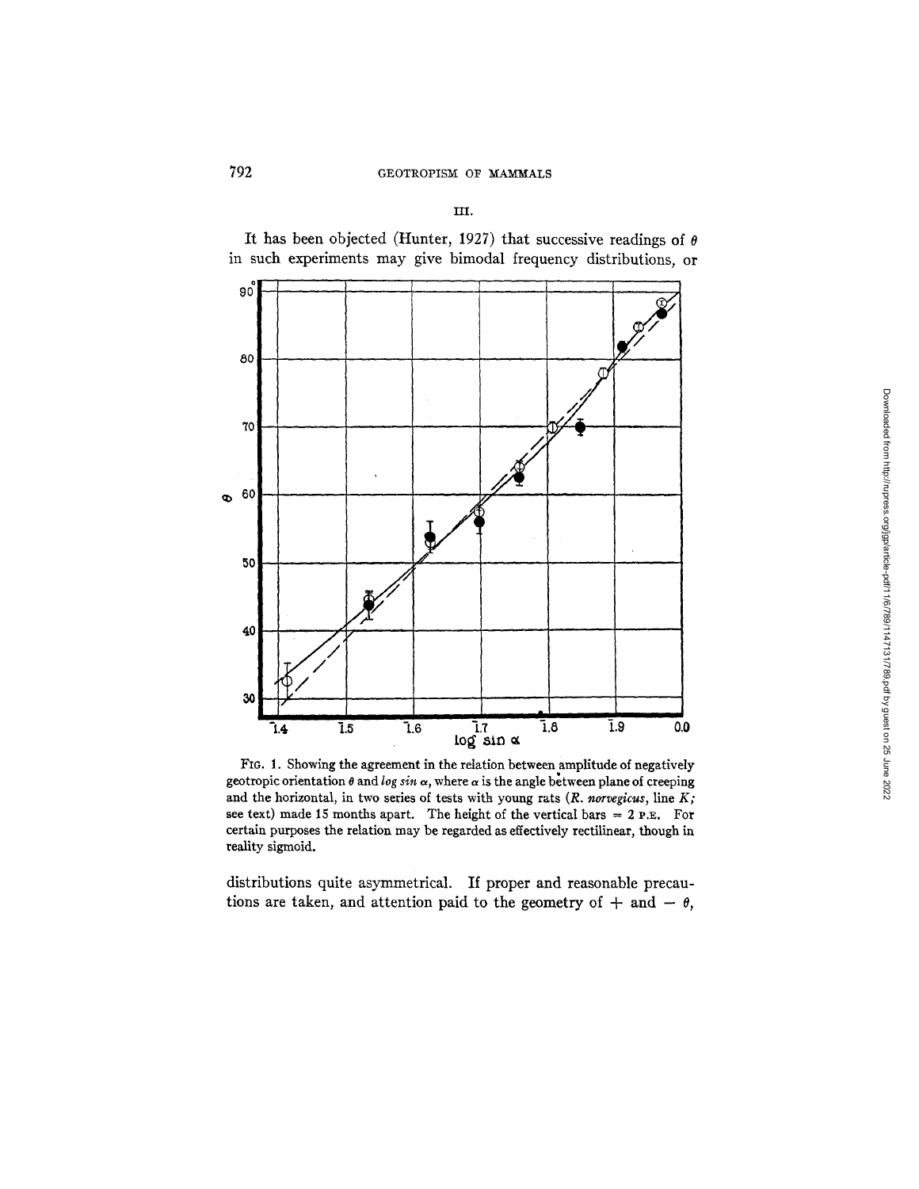## III.

It has been objected (Hunter, 1927) that successive readings of $\theta$ in such experiments may give bimodal frequency distributions, or

FIG. 1. Showing the agreement in the relation between amplitude of negatively geotropic orientation $\theta$ and *log sin* $\alpha$, where $\alpha$ is the angle between plane of creeping and the horizontal, in two series of tests with young rats (*R. norvegicus*, line *K*; see text) made 15 months apart. The height of the vertical bars = 2 P.E. For certain purposes the relation may be regarded as effectively rectilinear, though in reality sigmoid.

distributions quite asymmetrical. If proper and reasonable precautions are taken, and attention paid to the geometry of $+$ and $-\ \theta$,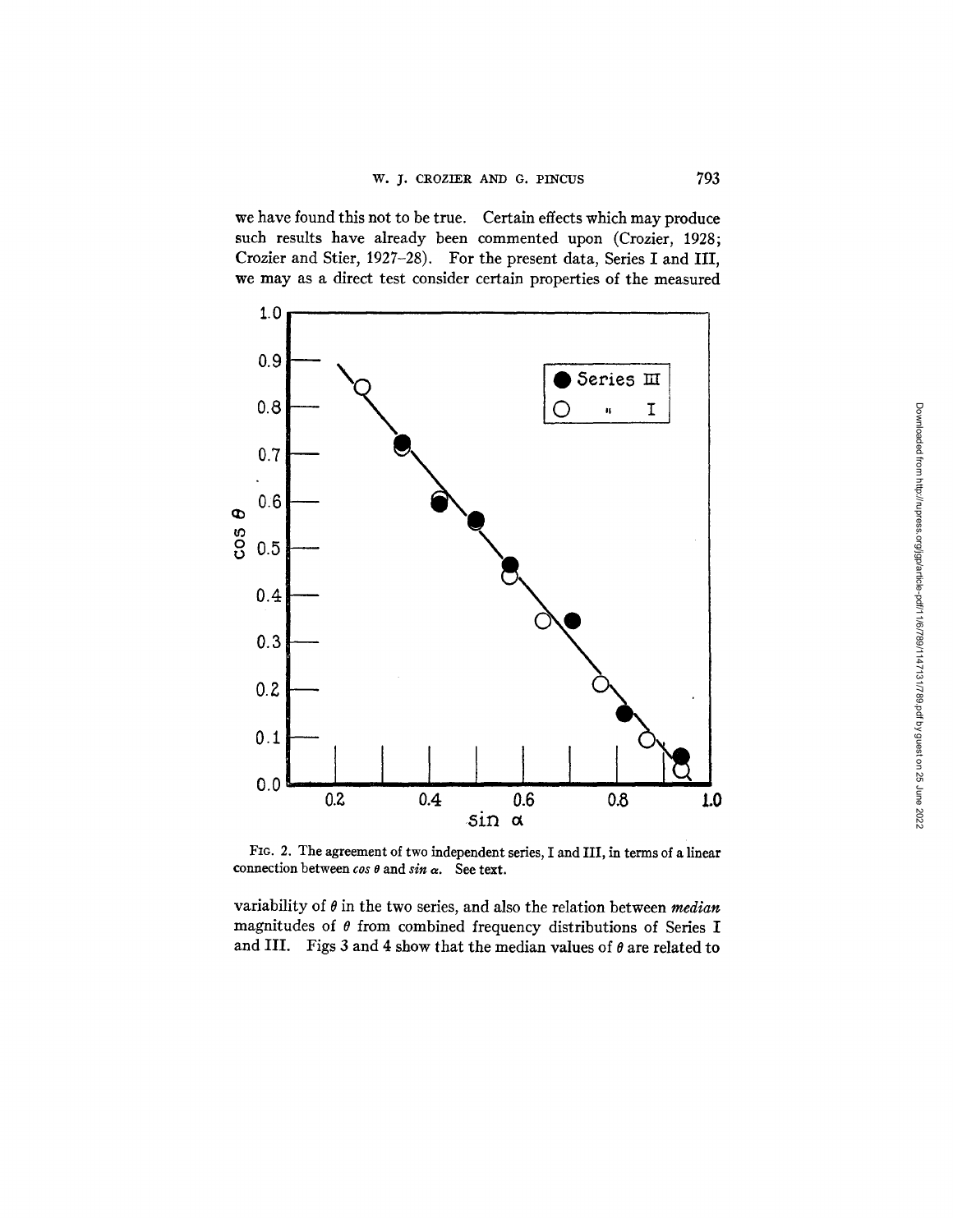we have found this not to be true. Certain effects which may produce such results have already been commented upon (Crozier, 1928; Crozier and Stier, 1927–28). For the present data, Series I and III, we may as a direct test consider certain properties of the measured

FIG. 2. The agreement of two independent series, I and III, in terms of a linear connection between *cos θ* and *sin α*. See text.

variability of $\theta$ in the two series, and also the relation between *median* magnitudes of $\theta$ from combined frequency distributions of Series I and III. Figs 3 and 4 show that the median values of $\theta$ are related to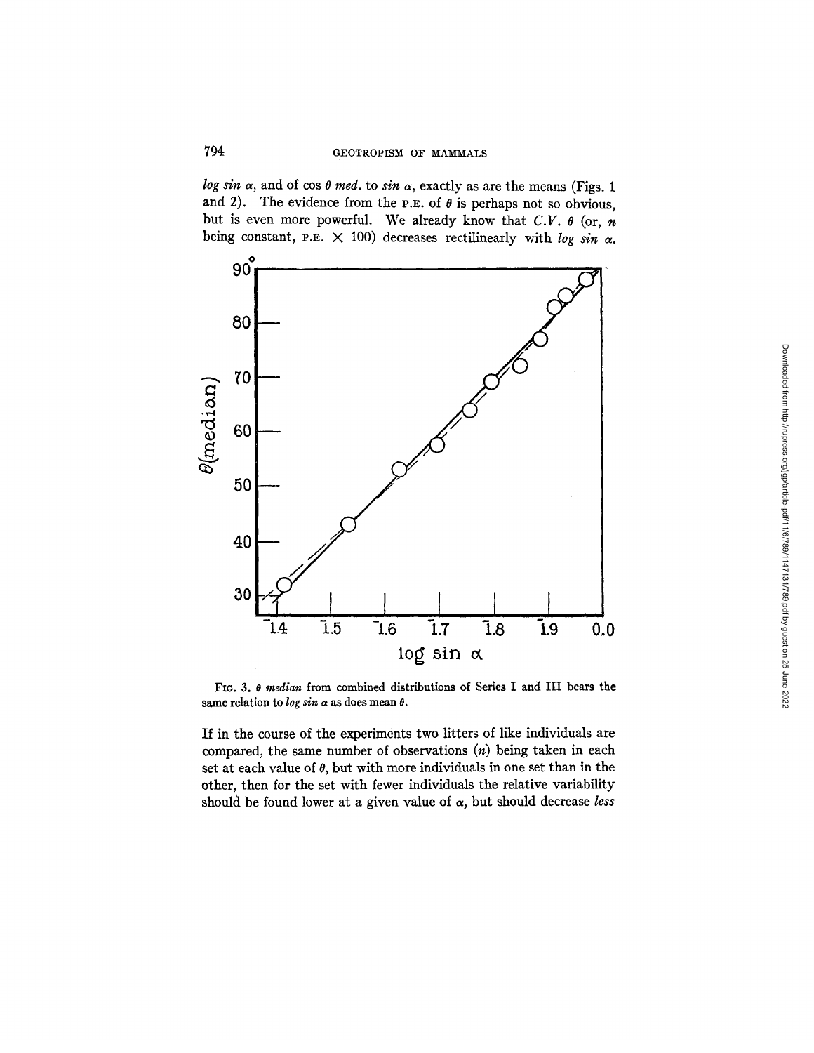*log sin α*, and of cos θ *med.* to *sin α*, exactly as are the means (Figs. 1 and 2). The evidence from the P.E. of θ is perhaps not so obvious, but is even more powerful. We already know that *C.V.* θ (or, *n* being constant, P.E. × 100) decreases rectilinearly with *log sin α*.

FIG. 3. θ *median* from combined distributions of Series I and III bears the same relation to *log sin α* as does mean θ.

If in the course of the experiments two litters of like individuals are compared, the same number of observations (*n*) being taken in each set at each value of θ, but with more individuals in one set than in the other, then for the set with fewer individuals the relative variability should be found lower at a given value of α, but should decrease *less*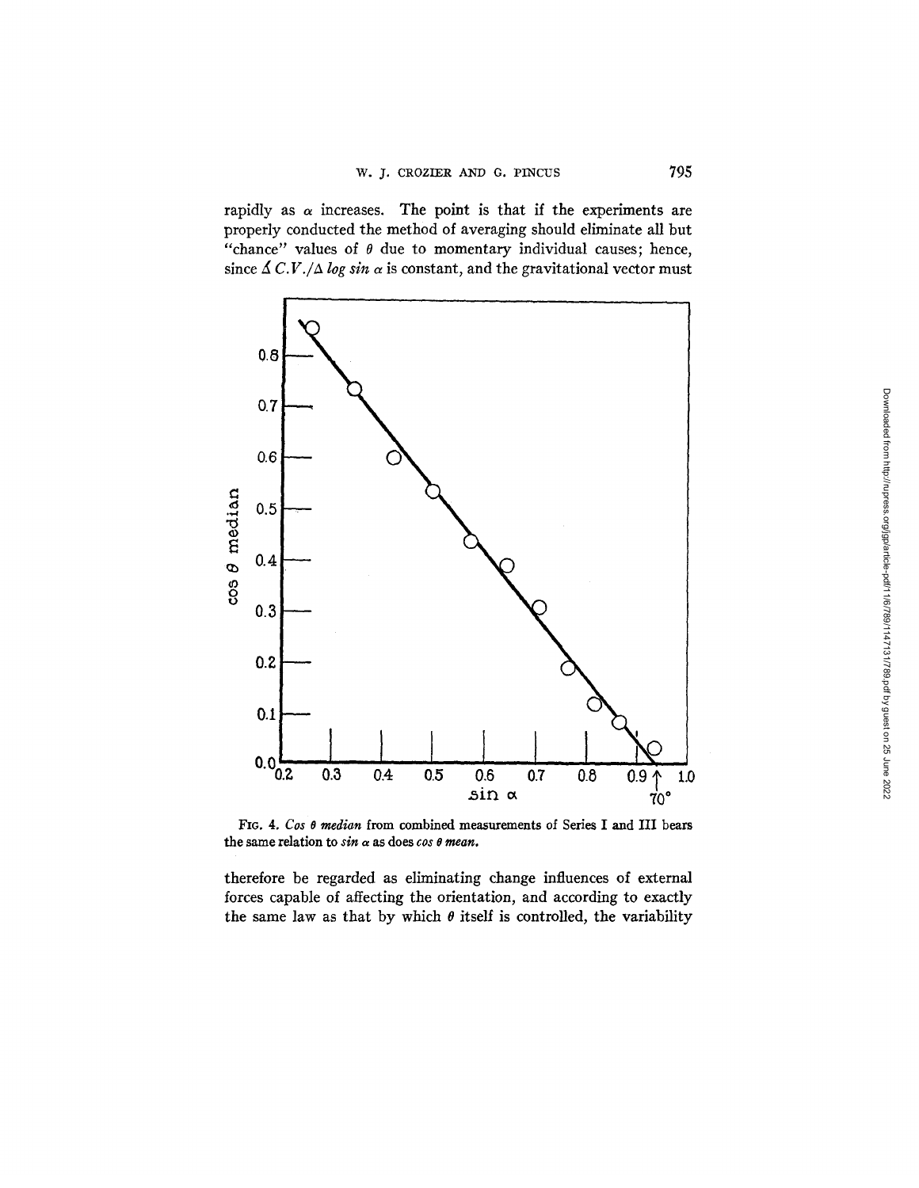rapidly as $\alpha$ increases. The point is that if the experiments are properly conducted the method of averaging should eliminate all but "chance" values of $\theta$ due to momentary individual causes; hence, since $\measuredangle\, C.V./\Delta \log \sin \alpha$ is constant, and the gravitational vector must

FIG. 4. *Cos θ median* from combined measurements of Series I and III bears the same relation to *sin α* as does *cos θ mean*.

therefore be regarded as eliminating change influences of external forces capable of affecting the orientation, and according to exactly the same law as that by which $\theta$ itself is controlled, the variability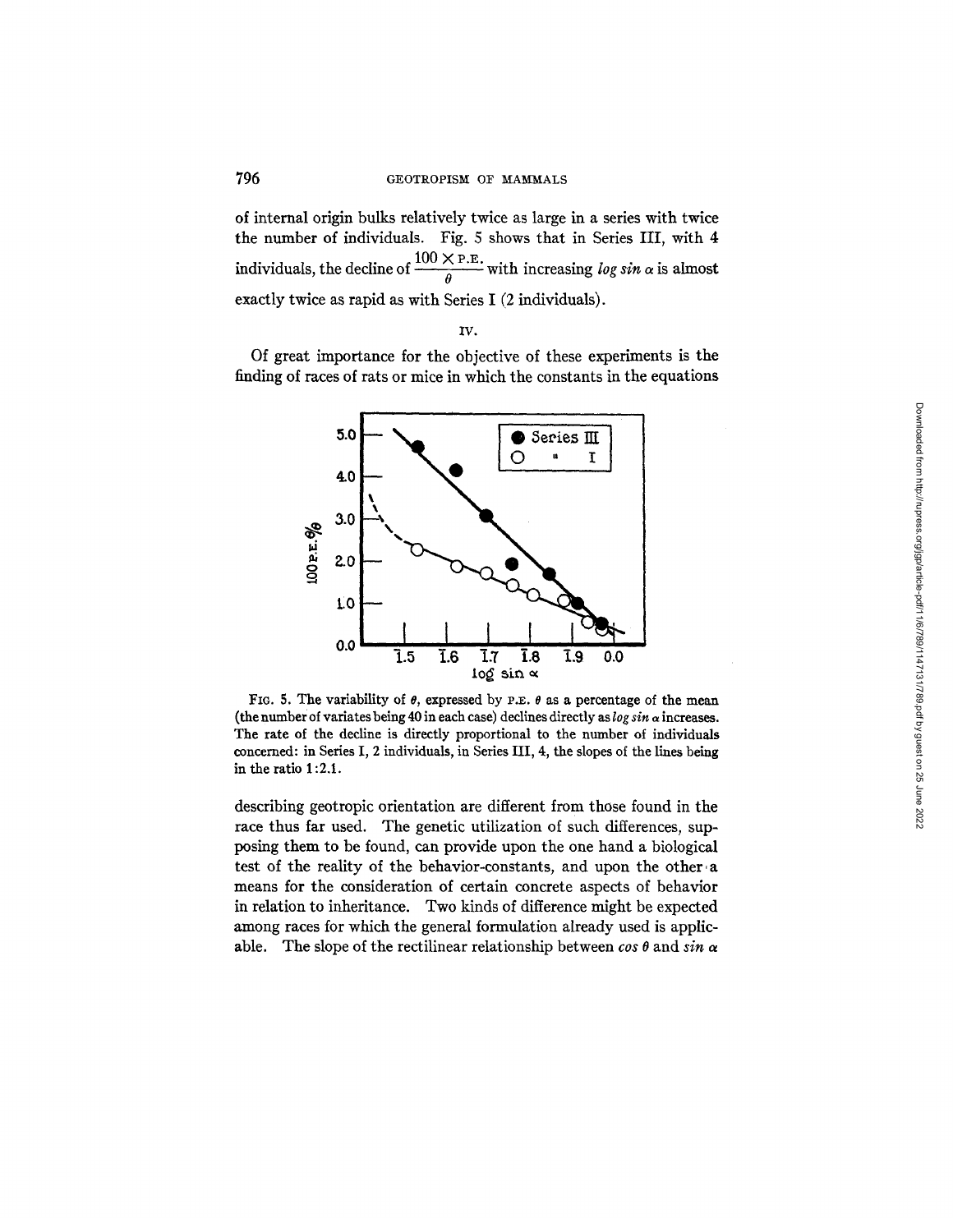of internal origin bulks relatively twice as large in a series with twice the number of individuals. Fig. 5 shows that in Series III, with 4 individuals, the decline of $\frac{100 \times \text{P.E.}}{\theta}$ with increasing *log sin* $\alpha$ is almost exactly twice as rapid as with Series I (2 individuals).

## IV.

Of great importance for the objective of these experiments is the finding of races of rats or mice in which the constants in the equations describing geotropic orientation are different from those found in the race thus far used. The genetic utilization of such differences, supposing them to be found, can provide upon the one hand a biological test of the reality of the behavior-constants, and upon the other a means for the consideration of certain concrete aspects of behavior in relation to inheritance. Two kinds of difference might be expected among races for which the general formulation already used is applicable. The slope of the rectilinear relationship between *cos* $\theta$ and *sin* $\alpha$

FIG. 5. The variability of $\theta$, expressed by P.E. $\theta$ as a percentage of the mean (the number of variates being 40 in each case) declines directly as *log sin* $\alpha$ increases. The rate of the decline is directly proportional to the number of individuals concerned: in Series I, 2 individuals, in Series III, 4, the slopes of the lines being in the ratio 1:2.1.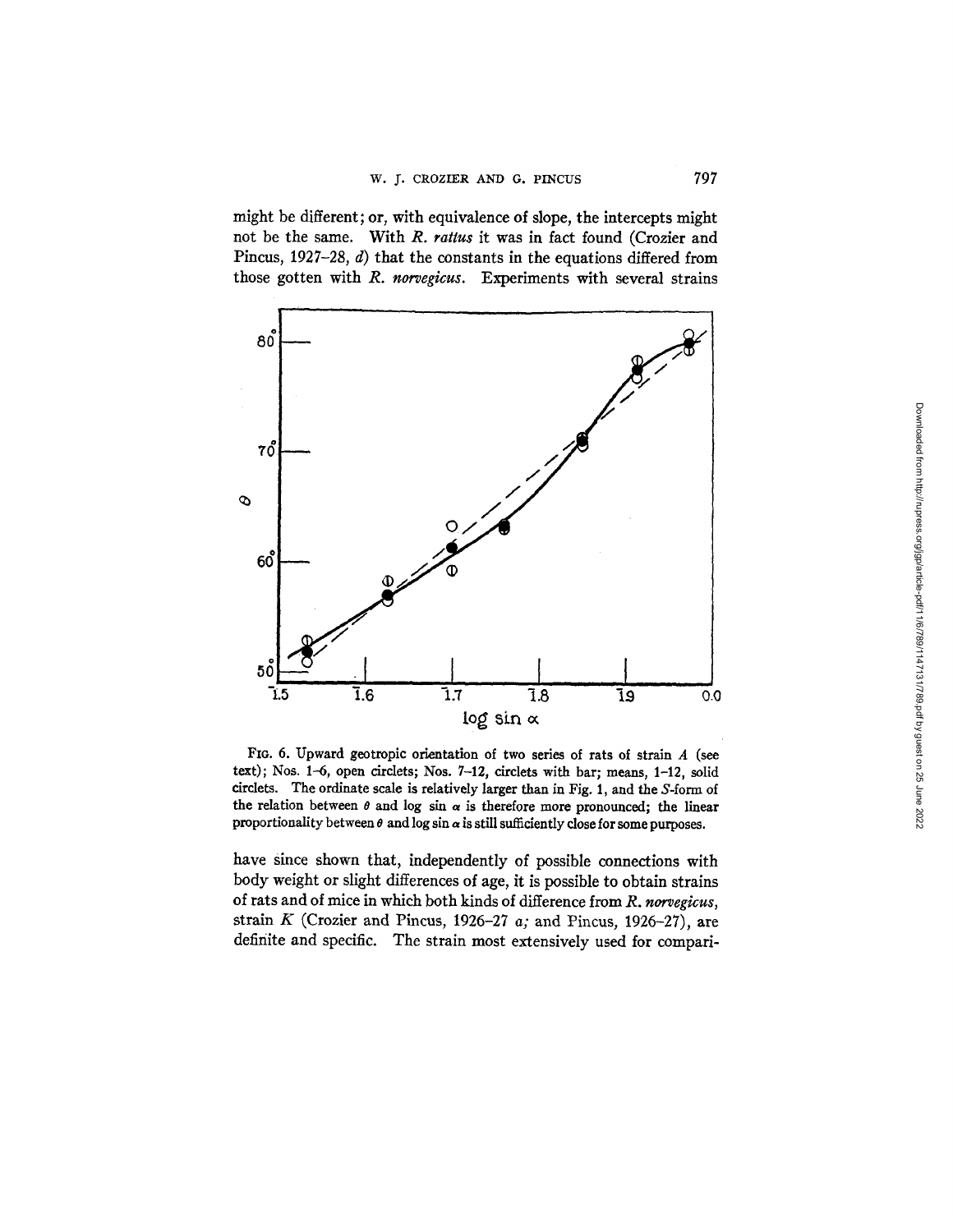might be different; or, with equivalence of slope, the intercepts might not be the same. With *R. rattus* it was in fact found (Crozier and Pincus, 1927–28, *d*) that the constants in the equations differed from those gotten with *R. norvegicus*. Experiments with several strains

FIG. 6. Upward geotropic orientation of two series of rats of strain *A* (see text); Nos. 1–6, open circlets; Nos. 7–12, circlets with bar; means, 1–12, solid circlets. The ordinate scale is relatively larger than in Fig. 1, and the *S*-form of the relation between $\theta$ and log sin $\alpha$ is therefore more pronounced; the linear proportionality between $\theta$ and log sin $\alpha$ is still sufficiently close for some purposes.

have since shown that, independently of possible connections with body weight or slight differences of age, it is possible to obtain strains of rats and of mice in which both kinds of difference from *R. norvegicus*, strain *K* (Crozier and Pincus, 1926–27 *a*; and Pincus, 1926–27), are definite and specific. The strain most extensively used for compari-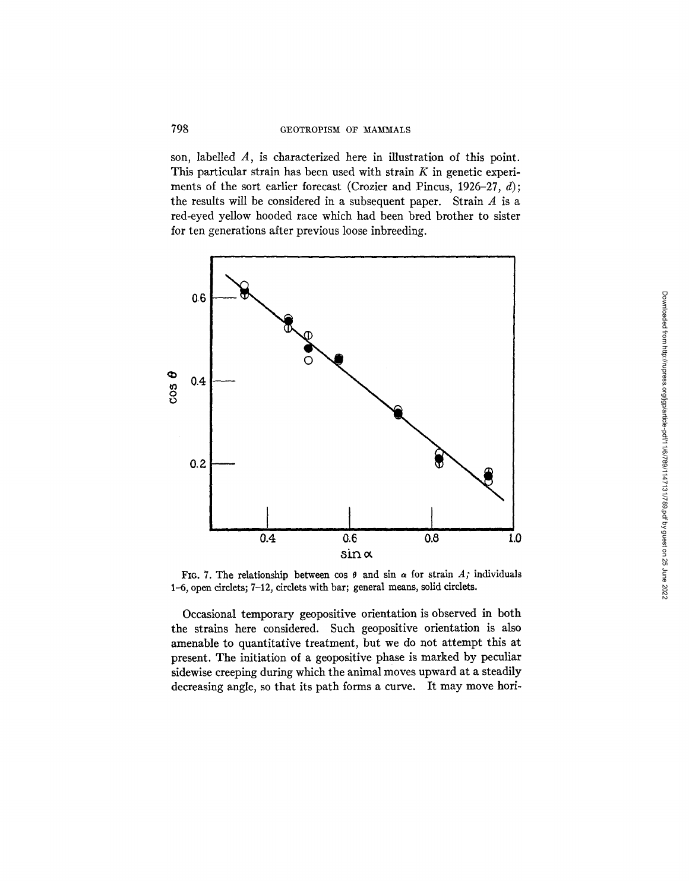son, labelled $A$, is characterized here in illustration of this point. This particular strain has been used with strain $K$ in genetic experiments of the sort earlier forecast (Crozier and Pincus, 1926–27, *d*); the results will be considered in a subsequent paper. Strain $A$ is a red-eyed yellow hooded race which had been bred brother to sister for ten generations after previous loose inbreeding.

FIG. 7. The relationship between $\cos \theta$ and $\sin \alpha$ for strain $A$; individuals 1–6, open circlets; 7–12, circlets with bar; general means, solid circlets.

Occasional temporary geopositive orientation is observed in both the strains here considered. Such geopositive orientation is also amenable to quantitative treatment, but we do not attempt this at present. The initiation of a geopositive phase is marked by peculiar sidewise creeping during which the animal moves upward at a steadily decreasing angle, so that its path forms a curve. It may move hori-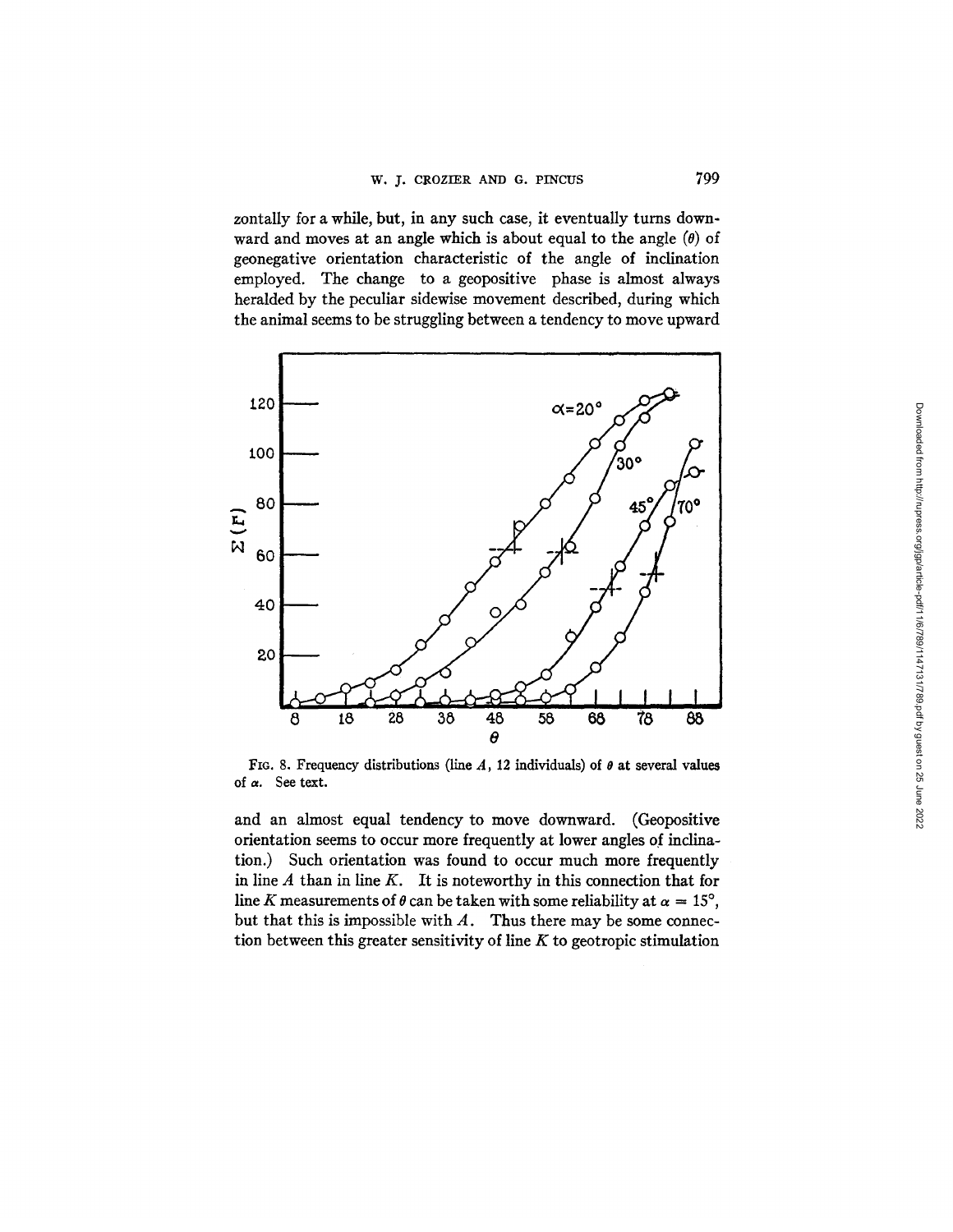zontally for a while, but, in any such case, it eventually turns downward and moves at an angle which is about equal to the angle ($\theta$) of geonegative orientation characteristic of the angle of inclination employed. The change to a geopositive phase is almost always heralded by the peculiar sidewise movement described, during which the animal seems to be struggling between a tendency to move upward

FIG. 8. Frequency distributions (line $A$, 12 individuals) of $\theta$ at several values of $\alpha$. See text.

and an almost equal tendency to move downward. (Geopositive orientation seems to occur more frequently at lower angles of inclination.) Such orientation was found to occur much more frequently in line $A$ than in line $K$. It is noteworthy in this connection that for line $K$ measurements of $\theta$ can be taken with some reliability at $\alpha = 15°$, but that this is impossible with $A$. Thus there may be some connection between this greater sensitivity of line $K$ to geotropic stimulation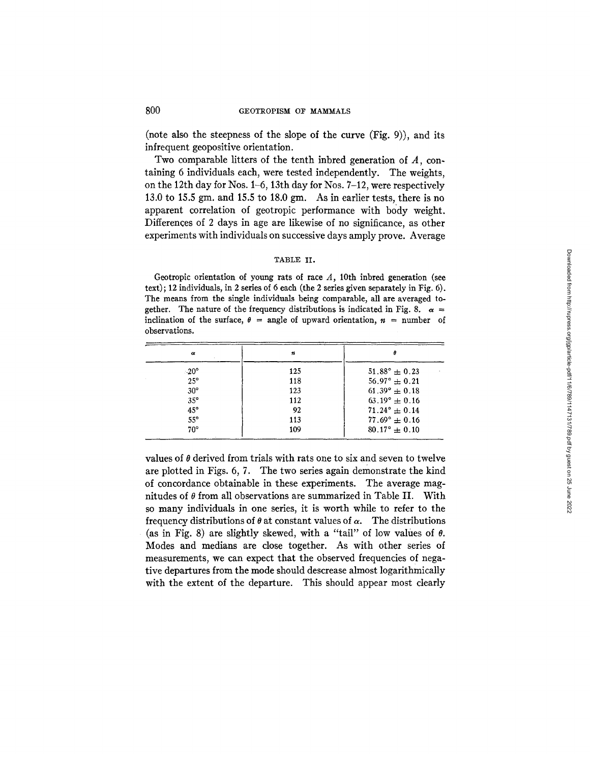(note also the steepness of the slope of the curve (Fig. 9)), and its infrequent geopositive orientation.

Two comparable litters of the tenth inbred generation of $A$, containing 6 individuals each, were tested independently. The weights, on the 12th day for Nos. 1–6, 13th day for Nos. 7–12, were respectively 13.0 to 15.5 gm. and 15.5 to 18.0 gm. As in earlier tests, there is no apparent correlation of geotropic performance with body weight. Differences of 2 days in age are likewise of no significance, as other experiments with individuals on successive days amply prove. Average

TABLE II.

Geotropic orientation of young rats of race $A$, 10th inbred generation (see text); 12 individuals, in 2 series of 6 each (the 2 series given separately in Fig. 6). The means from the single individuals being comparable, all are averaged together. The nature of the frequency distributions is indicated in Fig. 8. $\alpha$ = inclination of the surface, $\theta$ = angle of upward orientation, $n$ = number of observations.

| $\alpha$ | $n$ | $\theta$ |
|---|---|---|
| 20° | 125 | 51.88° ± 0.23 |
| 25° | 118 | 56.97° ± 0.21 |
| 30° | 123 | 61.39° ± 0.18 |
| 35° | 112 | 63.19° ± 0.16 |
| 45° | 92 | 71.24° ± 0.14 |
| 55° | 113 | 77.69° ± 0.16 |
| 70° | 109 | 80.17° ± 0.10 |

values of $\theta$ derived from trials with rats one to six and seven to twelve are plotted in Figs. 6, 7. The two series again demonstrate the kind of concordance obtainable in these experiments. The average magnitudes of $\theta$ from all observations are summarized in Table II. With so many individuals in one series, it is worth while to refer to the frequency distributions of $\theta$ at constant values of $\alpha$. The distributions (as in Fig. 8) are slightly skewed, with a "tail" of low values of $\theta$. Modes and medians are close together. As with other series of measurements, we can expect that the observed frequencies of negative departures from the mode should descrease almost logarithmically with the extent of the departure. This should appear most clearly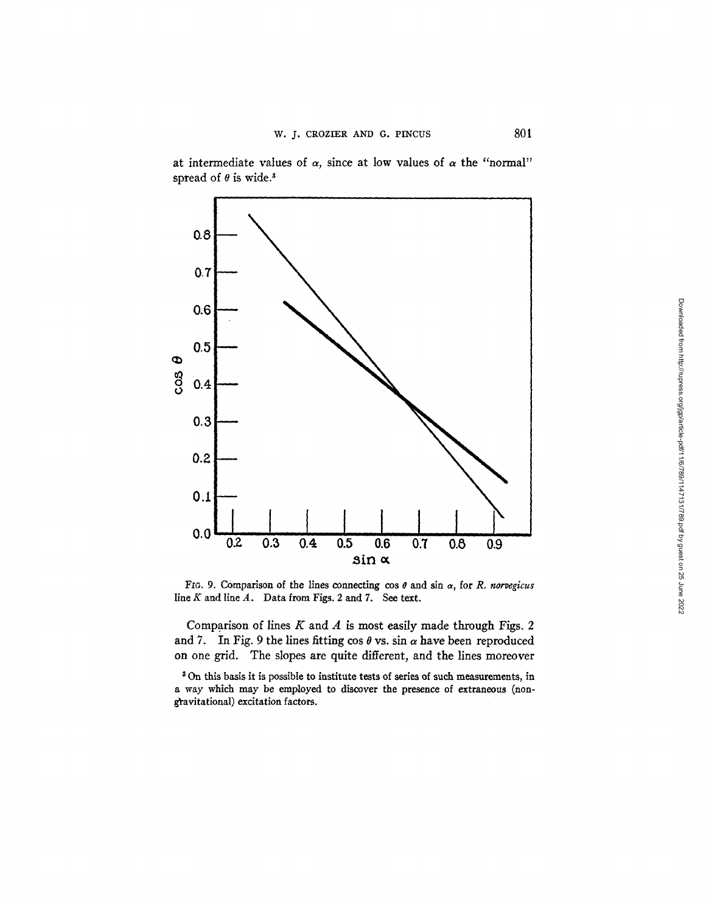at intermediate values of $\alpha$, since at low values of $\alpha$ the "normal" spread of $\theta$ is wide.[3]

FIG. 9. Comparison of the lines connecting $\cos \theta$ and $\sin \alpha$, for *R. norvegicus* line $K$ and line $A$. Data from Figs. 2 and 7. See text.

Comparison of lines $K$ and $A$ is most easily made through Figs. 2 and 7. In Fig. 9 the lines fitting $\cos \theta$ vs. $\sin \alpha$ have been reproduced on one grid. The slopes are quite different, and the lines moreover

[3] On this basis it is possible to institute tests of series of such measurements, in a way which may be employed to discover the presence of extraneous (non-gravitational) excitation factors.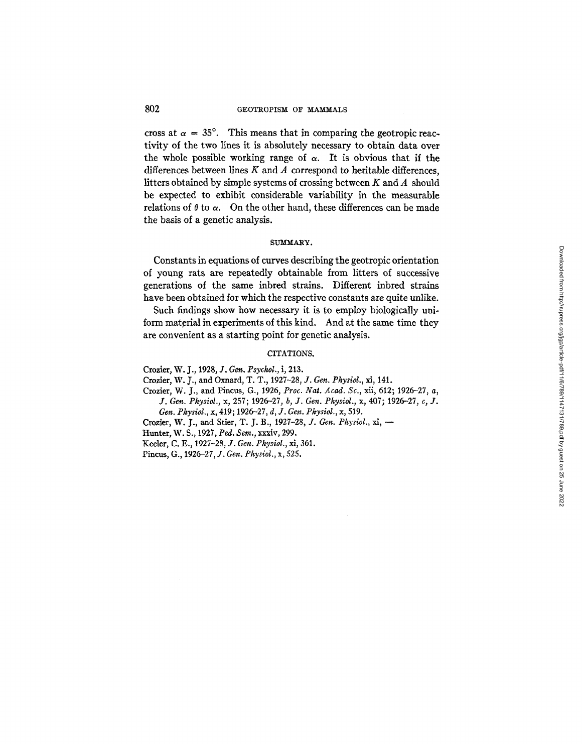cross at $\alpha = 35°$. This means that in comparing the geotropic reactivity of the two lines it is absolutely necessary to obtain data over the whole possible working range of $\alpha$. It is obvious that if the differences between lines $K$ and $A$ correspond to heritable differences, litters obtained by simple systems of crossing between $K$ and $A$ should be expected to exhibit considerable variability in the measurable relations of $\theta$ to $\alpha$. On the other hand, these differences can be made the basis of a genetic analysis.

## SUMMARY.

Constants in equations of curves describing the geotropic orientation of young rats are repeatedly obtainable from litters of successive generations of the same inbred strains. Different inbred strains have been obtained for which the respective constants are quite unlike.

Such findings show how necessary it is to employ biologically uniform material in experiments of this kind. And at the same time they are convenient as a starting point for genetic analysis.

## CITATIONS.

Crozier, W. J., 1928, *J. Gen. Psychol.*, i, 213.

Crozier, W. J., and Oxnard, T. T., 1927–28, *J. Gen. Physiol.*, xi, 141.

Crozier, W. J., and Pincus, G., 1926, *Proc. Nat. Acad. Sc.*, xii, 612; 1926–27, *a*, *J. Gen. Physiol.*, x, 257; 1926–27, *b*, *J. Gen. Physiol.*, x, 407; 1926–27, *c*, *J. Gen. Physiol.*, x, 419; 1926–27, *d*, *J. Gen. Physiol.*, x, 519.

Crozier, W. J., and Stier, T. J. B., 1927–28, *J. Gen. Physiol.*, xi, —

Hunter, W. S., 1927, *Ped. Sem.*, xxxiv, 299.

Keeler, C. E., 1927–28, *J. Gen. Physiol.*, xi, 361.

Pincus, G., 1926–27, *J. Gen. Physiol.*, x, 525.